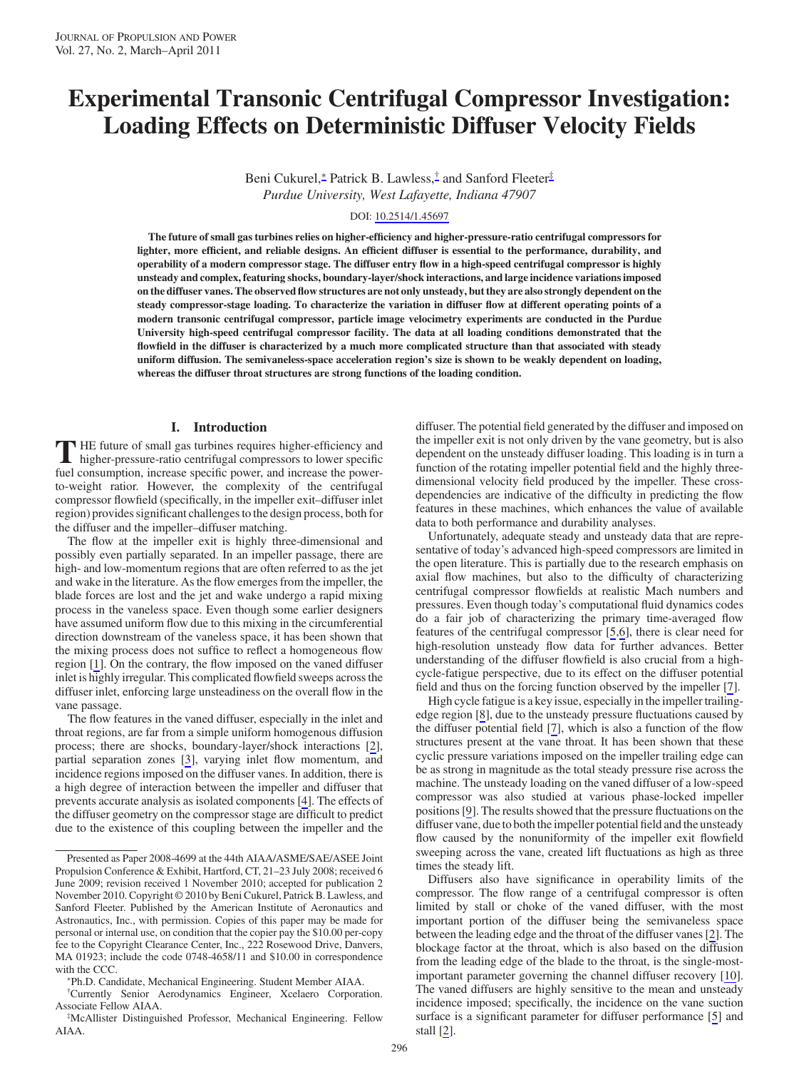# Experimental Transonic Centrifugal Compressor Investigation: Loading Effects on Deterministic Diffuser Velocity Fields

Beni Cukurel,[*] Patrick B. Lawless,[†] and Sanford Fleeter[‡]
*Purdue University, West Lafayette, Indiana 47907*

DOI: 10.2514/1.45697

**The future of small gas turbines relies on higher-efficiency and higher-pressure-ratio centrifugal compressors for lighter, more efficient, and reliable designs. An efficient diffuser is essential to the performance, durability, and operability of a modern compressor stage. The diffuser entry flow in a high-speed centrifugal compressor is highly unsteady and complex, featuring shocks, boundary-layer/shock interactions, and large incidence variations imposed on the diffuser vanes. The observed flow structures are not only unsteady, but they are also strongly dependent on the steady compressor-stage loading. To characterize the variation in diffuser flow at different operating points of a modern transonic centrifugal compressor, particle image velocimetry experiments are conducted in the Purdue University high-speed centrifugal compressor facility. The data at all loading conditions demonstrated that the flowfield in the diffuser is characterized by a much more complicated structure than that associated with steady uniform diffusion. The semivaneless-space acceleration region's size is shown to be weakly dependent on loading, whereas the diffuser throat structures are strong functions of the loading condition.**

## I. Introduction

The future of small gas turbines requires higher-efficiency and higher-pressure-ratio centrifugal compressors to lower specific fuel consumption, increase specific power, and increase the power-to-weight ratior. However, the complexity of the centrifugal compressor flowfield (specifically, in the impeller exit–diffuser inlet region) provides significant challenges to the design process, both for the diffuser and the impeller–diffuser matching.

The flow at the impeller exit is highly three-dimensional and possibly even partially separated. In an impeller passage, there are high- and low-momentum regions that are often referred to as the jet and wake in the literature. As the flow emerges from the impeller, the blade forces are lost and the jet and wake undergo a rapid mixing process in the vaneless space. Even though some earlier designers have assumed uniform flow due to this mixing in the circumferential direction downstream of the vaneless space, it has been shown that the mixing process does not suffice to reflect a homogeneous flow region [1]. On the contrary, the flow imposed on the vaned diffuser inlet is highly irregular. This complicated flowfield sweeps across the diffuser inlet, enforcing large unsteadiness on the overall flow in the vane passage.

The flow features in the vaned diffuser, especially in the inlet and throat regions, are far from a simple uniform homogenous diffusion process; there are shocks, boundary-layer/shock interactions [2], partial separation zones [3], varying inlet flow momentum, and incidence regions imposed on the diffuser vanes. In addition, there is a high degree of interaction between the impeller and diffuser that prevents accurate analysis as isolated components [4]. The effects of the diffuser geometry on the compressor stage are difficult to predict due to the existence of this coupling between the impeller and the diffuser. The potential field generated by the diffuser and imposed on the impeller exit is not only driven by the vane geometry, but is also dependent on the unsteady diffuser loading. This loading is in turn a function of the rotating impeller potential field and the highly three-dimensional velocity field produced by the impeller. These cross-dependencies are indicative of the difficulty in predicting the flow features in these machines, which enhances the value of available data to both performance and durability analyses.

Unfortunately, adequate steady and unsteady data that are representative of today's advanced high-speed compressors are limited in the open literature. This is partially due to the research emphasis on axial flow machines, but also to the difficulty of characterizing centrifugal compressor flowfields at realistic Mach numbers and pressures. Even though today's computational fluid dynamics codes do a fair job of characterizing the primary time-averaged flow features of the centrifugal compressor [5,6], there is clear need for high-resolution unsteady flow data for further advances. Better understanding of the diffuser flowfield is also crucial from a high-cycle-fatigue perspective, due to its effect on the diffuser potential field and thus on the forcing function observed by the impeller [7].

High cycle fatigue is a key issue, especially in the impeller trailing-edge region [8], due to the unsteady pressure fluctuations caused by the diffuser potential field [7], which is also a function of the flow structures present at the vane throat. It has been shown that these cyclic pressure variations imposed on the impeller trailing edge can be as strong in magnitude as the total steady pressure rise across the machine. The unsteady loading on the vaned diffuser of a low-speed compressor was also studied at various phase-locked impeller positions [9]. The results showed that the pressure fluctuations on the diffuser vane, due to both the impeller potential field and the unsteady flow caused by the nonuniformity of the impeller exit flowfield sweeping across the vane, created lift fluctuations as high as three times the steady lift.

Diffusers also have significance in operability limits of the compressor. The flow range of a centrifugal compressor is often limited by stall or choke of the vaned diffuser, with the most important portion of the diffuser being the semivaneless space between the leading edge and the throat of the diffuser vanes [2]. The blockage factor at the throat, which is also based on the diffusion from the leading edge of the blade to the throat, is the single-most-important parameter governing the channel diffuser recovery [10]. The vaned diffusers are highly sensitive to the mean and unsteady incidence imposed; specifically, the incidence on the vane suction surface is a significant parameter for diffuser performance [5] and stall [2].

---

Presented as Paper 2008-4699 at the 44th AIAA/ASME/SAE/ASEE Joint Propulsion Conference & Exhibit, Hartford, CT, 21–23 July 2008; received 6 June 2009; revision received 1 November 2010; accepted for publication 2 November 2010. Copyright © 2010 by Beni Cukurel, Patrick B. Lawless, and Sanford Fleeter. Published by the American Institute of Aeronautics and Astronautics, Inc., with permission. Copies of this paper may be made for personal or internal use, on condition that the copier pay the $10.00 per-copy fee to the Copyright Clearance Center, Inc., 222 Rosewood Drive, Danvers, MA 01923; include the code 0748-4658/11 and $10.00 in correspondence with the CCC.

[*] Ph.D. Candidate, Mechanical Engineering. Student Member AIAA.

[†] Currently Senior Aerodynamics Engineer, Xcelaero Corporation. Associate Fellow AIAA.

[‡] McAllister Distinguished Professor, Mechanical Engineering. Fellow AIAA.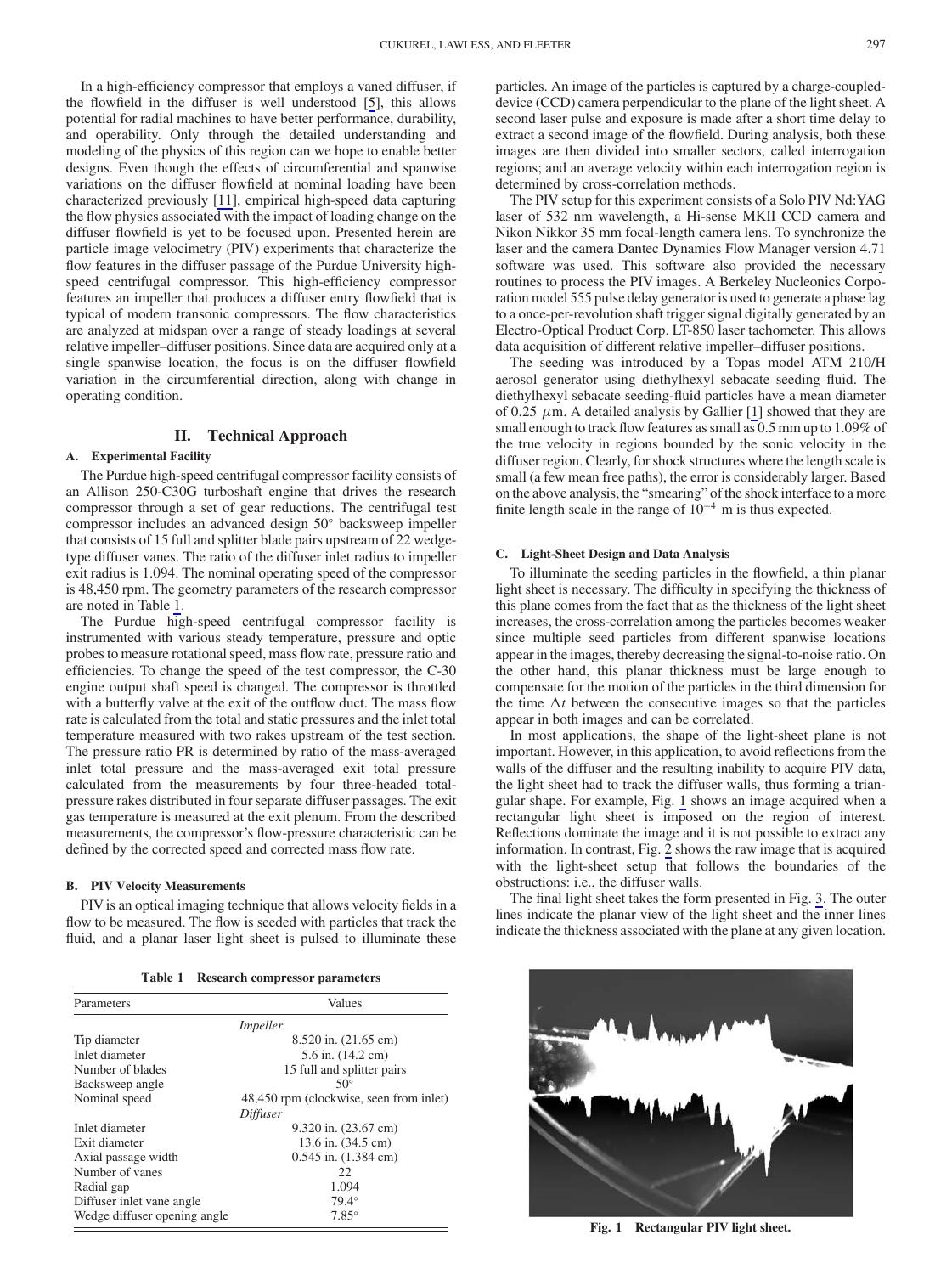In a high-efficiency compressor that employs a vaned diffuser, if the flowfield in the diffuser is well understood [5], this allows potential for radial machines to have better performance, durability, and operability. Only through the detailed understanding and modeling of the physics of this region can we hope to enable better designs. Even though the effects of circumferential and spanwise variations on the diffuser flowfield at nominal loading have been characterized previously [11], empirical high-speed data capturing the flow physics associated with the impact of loading change on the diffuser flowfield is yet to be focused upon. Presented herein are particle image velocimetry (PIV) experiments that characterize the flow features in the diffuser passage of the Purdue University high-speed centrifugal compressor. This high-efficiency compressor features an impeller that produces a diffuser entry flowfield that is typical of modern transonic compressors. The flow characteristics are analyzed at midspan over a range of steady loadings at several relative impeller–diffuser positions. Since data are acquired only at a single spanwise location, the focus is on the diffuser flowfield variation in the circumferential direction, along with change in operating condition.

## II. Technical Approach

### A. Experimental Facility

The Purdue high-speed centrifugal compressor facility consists of an Allison 250-C30G turboshaft engine that drives the research compressor through a set of gear reductions. The centrifugal test compressor includes an advanced design 50° backsweep impeller that consists of 15 full and splitter blade pairs upstream of 22 wedge-type diffuser vanes. The ratio of the diffuser inlet radius to impeller exit radius is 1.094. The nominal operating speed of the compressor is 48,450 rpm. The geometry parameters of the research compressor are noted in Table 1.

The Purdue high-speed centrifugal compressor facility is instrumented with various steady temperature, pressure and optic probes to measure rotational speed, mass flow rate, pressure ratio and efficiencies. To change the speed of the test compressor, the C-30 engine output shaft speed is changed. The compressor is throttled with a butterfly valve at the exit of the outflow duct. The mass flow rate is calculated from the total and static pressures and the inlet total temperature measured with two rakes upstream of the test section. The pressure ratio PR is determined by ratio of the mass-averaged inlet total pressure and the mass-averaged exit total pressure calculated from the measurements by four three-headed total-pressure rakes distributed in four separate diffuser passages. The exit gas temperature is measured at the exit plenum. From the described measurements, the compressor's flow-pressure characteristic can be defined by the corrected speed and corrected mass flow rate.

### B. PIV Velocity Measurements

PIV is an optical imaging technique that allows velocity fields in a flow to be measured. The flow is seeded with particles that track the fluid, and a planar laser light sheet is pulsed to illuminate these particles. An image of the particles is captured by a charge-coupled-device (CCD) camera perpendicular to the plane of the light sheet. A second laser pulse and exposure is made after a short time delay to extract a second image of the flowfield. During analysis, both these images are then divided into smaller sectors, called interrogation regions; and an average velocity within each interrogation region is determined by cross-correlation methods.

The PIV setup for this experiment consists of a Solo PIV Nd:YAG laser of 532 nm wavelength, a Hi-sense MKII CCD camera and Nikon Nikkor 35 mm focal-length camera lens. To synchronize the laser and the camera Dantec Dynamics Flow Manager version 4.71 software was used. This software also provided the necessary routines to process the PIV images. A Berkeley Nucleonics Corporation model 555 pulse delay generator is used to generate a phase lag to a once-per-revolution shaft trigger signal digitally generated by an Electro-Optical Product Corp. LT-850 laser tachometer. This allows data acquisition of different relative impeller–diffuser positions.

The seeding was introduced by a Topas model ATM 210/H aerosol generator using diethylhexyl sebacate seeding fluid. The diethylhexyl sebacate seeding-fluid particles have a mean diameter of 0.25 $\mu$m. A detailed analysis by Gallier [1] showed that they are small enough to track flow features as small as 0.5 mm up to 1.09% of the true velocity in regions bounded by the sonic velocity in the diffuser region. Clearly, for shock structures where the length scale is small (a few mean free paths), the error is considerably larger. Based on the above analysis, the "smearing" of the shock interface to a more finite length scale in the range of $10^{-4}$ m is thus expected.

### C. Light-Sheet Design and Data Analysis

To illuminate the seeding particles in the flowfield, a thin planar light sheet is necessary. The difficulty in specifying the thickness of this plane comes from the fact that as the thickness of the light sheet increases, the cross-correlation among the particles becomes weaker since multiple seed particles from different spanwise locations appear in the images, thereby decreasing the signal-to-noise ratio. On the other hand, this planar thickness must be large enough to compensate for the motion of the particles in the third dimension for the time $\Delta t$ between the consecutive images so that the particles appear in both images and can be correlated.

In most applications, the shape of the light-sheet plane is not important. However, in this application, to avoid reflections from the walls of the diffuser and the resulting inability to acquire PIV data, the light sheet had to track the diffuser walls, thus forming a triangular shape. For example, Fig. 1 shows an image acquired when a rectangular light sheet is imposed on the region of interest. Reflections dominate the image and it is not possible to extract any information. In contrast, Fig. 2 shows the raw image that is acquired with the light-sheet setup that follows the boundaries of the obstructions: i.e., the diffuser walls.

The final light sheet takes the form presented in Fig. 3. The outer lines indicate the planar view of the light sheet and the inner lines indicate the thickness associated with the plane at any given location.

**Table 1 Research compressor parameters**

| Parameters | Values |
|---|---|
| | *Impeller* |
| Tip diameter | 8.520 in. (21.65 cm) |
| Inlet diameter | 5.6 in. (14.2 cm) |
| Number of blades | 15 full and splitter pairs |
| Backsweep angle | 50° |
| Nominal speed | 48,450 rpm (clockwise, seen from inlet) |
| | *Diffuser* |
| Inlet diameter | 9.320 in. (23.67 cm) |
| Exit diameter | 13.6 in. (34.5 cm) |
| Axial passage width | 0.545 in. (1.384 cm) |
| Number of vanes | 22 |
| Radial gap | 1.094 |
| Diffuser inlet vane angle | 79.4° |
| Wedge diffuser opening angle | 7.85° |

**Fig. 1 Rectangular PIV light sheet.**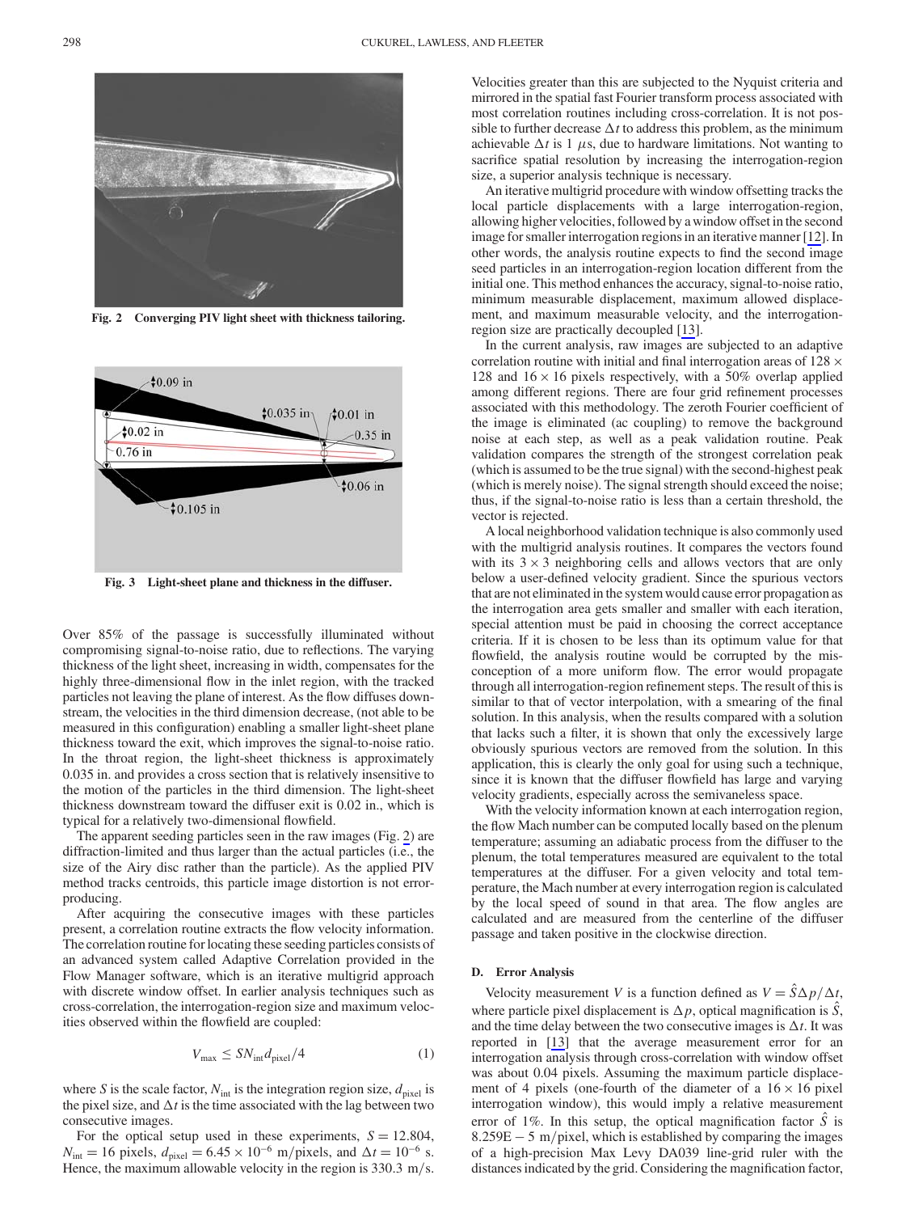Fig. 2 Converging PIV light sheet with thickness tailoring.

Fig. 3 Light-sheet plane and thickness in the diffuser.

Over 85% of the passage is successfully illuminated without compromising signal-to-noise ratio, due to reflections. The varying thickness of the light sheet, increasing in width, compensates for the highly three-dimensional flow in the inlet region, with the tracked particles not leaving the plane of interest. As the flow diffuses downstream, the velocities in the third dimension decrease, (not able to be measured in this configuration) enabling a smaller light-sheet plane thickness toward the exit, which improves the signal-to-noise ratio. In the throat region, the light-sheet thickness is approximately 0.035 in. and provides a cross section that is relatively insensitive to the motion of the particles in the third dimension. The light-sheet thickness downstream toward the diffuser exit is 0.02 in., which is typical for a relatively two-dimensional flowfield.

The apparent seeding particles seen in the raw images (Fig. 2) are diffraction-limited and thus larger than the actual particles (i.e., the size of the Airy disc rather than the particle). As the applied PIV method tracks centroids, this particle image distortion is not error-producing.

After acquiring the consecutive images with these particles present, a correlation routine extracts the flow velocity information. The correlation routine for locating these seeding particles consists of an advanced system called Adaptive Correlation provided in the Flow Manager software, which is an iterative multigrid approach with discrete window offset. In earlier analysis techniques such as cross-correlation, the interrogation-region size and maximum velocities observed within the flowfield are coupled:

$$V_{\max} \leq S N_{\text{int}} d_{\text{pixel}}/4 \tag{1}$$

where $S$ is the scale factor, $N_{\text{int}}$ is the integration region size, $d_{\text{pixel}}$ is the pixel size, and $\Delta t$ is the time associated with the lag between two consecutive images.

For the optical setup used in these experiments, $S = 12.804$, $N_{\text{int}} = 16$ pixels, $d_{\text{pixel}} = 6.45 \times 10^{-6}$ m/pixels, and $\Delta t = 10^{-6}$ s. Hence, the maximum allowable velocity in the region is 330.3 m/s. Velocities greater than this are subjected to the Nyquist criteria and mirrored in the spatial fast Fourier transform process associated with most correlation routines including cross-correlation. It is not possible to further decrease $\Delta t$ to address this problem, as the minimum achievable $\Delta t$ is 1 $\mu$s, due to hardware limitations. Not wanting to sacrifice spatial resolution by increasing the interrogation-region size, a superior analysis technique is necessary.

An iterative multigrid procedure with window offsetting tracks the local particle displacements with a large interrogation-region, allowing higher velocities, followed by a window offset in the second image for smaller interrogation regions in an iterative manner [12]. In other words, the analysis routine expects to find the second image seed particles in an interrogation-region location different from the initial one. This method enhances the accuracy, signal-to-noise ratio, minimum measurable displacement, maximum allowed displacement, and maximum measurable velocity, and the interrogation-region size are practically decoupled [13].

In the current analysis, raw images are subjected to an adaptive correlation routine with initial and final interrogation areas of $128 \times 128$ and $16 \times 16$ pixels respectively, with a 50% overlap applied among different regions. There are four grid refinement processes associated with this methodology. The zeroth Fourier coefficient of the image is eliminated (ac coupling) to remove the background noise at each step, as well as a peak validation routine. Peak validation compares the strength of the strongest correlation peak (which is assumed to be the true signal) with the second-highest peak (which is merely noise). The signal strength should exceed the noise; thus, if the signal-to-noise ratio is less than a certain threshold, the vector is rejected.

A local neighborhood validation technique is also commonly used with the multigrid analysis routines. It compares the vectors found with its $3 \times 3$ neighboring cells and allows vectors that are only below a user-defined velocity gradient. Since the spurious vectors that are not eliminated in the system would cause error propagation as the interrogation area gets smaller and smaller with each iteration, special attention must be paid in choosing the correct acceptance criteria. If it is chosen to be less than its optimum value for that flowfield, the analysis routine would be corrupted by the misconception of a more uniform flow. The error would propagate through all interrogation-region refinement steps. The result of this is similar to that of vector interpolation, with a smearing of the final solution. In this analysis, when the results compared with a solution that lacks such a filter, it is shown that only the excessively large obviously spurious vectors are removed from the solution. In this application, this is clearly the only goal for using such a technique, since it is known that the diffuser flowfield has large and varying velocity gradients, especially across the semivaneless space.

With the velocity information known at each interrogation region, the flow Mach number can be computed locally based on the plenum temperature; assuming an adiabatic process from the diffuser to the plenum, the total temperatures measured are equivalent to the total temperatures at the diffuser. For a given velocity and total temperature, the Mach number at every interrogation region is calculated by the local speed of sound in that area. The flow angles are calculated and are measured from the centerline of the diffuser passage and taken positive in the clockwise direction.

### D. Error Analysis

Velocity measurement $V$ is a function defined as $V = \hat{S}\Delta p/\Delta t$, where particle pixel displacement is $\Delta p$, optical magnification is $\hat{S}$, and the time delay between the two consecutive images is $\Delta t$. It was reported in [13] that the average measurement error for an interrogation analysis through cross-correlation with window offset was about 0.04 pixels. Assuming the maximum particle displacement of 4 pixels (one-fourth of the diameter of a $16 \times 16$ pixel interrogation window), this would imply a relative measurement error of 1%. In this setup, the optical magnification factor $\hat{S}$ is 8.259E − 5 m/pixel, which is established by comparing the images of a high-precision Max Levy DA039 line-grid ruler with the distances indicated by the grid. Considering the magnification factor,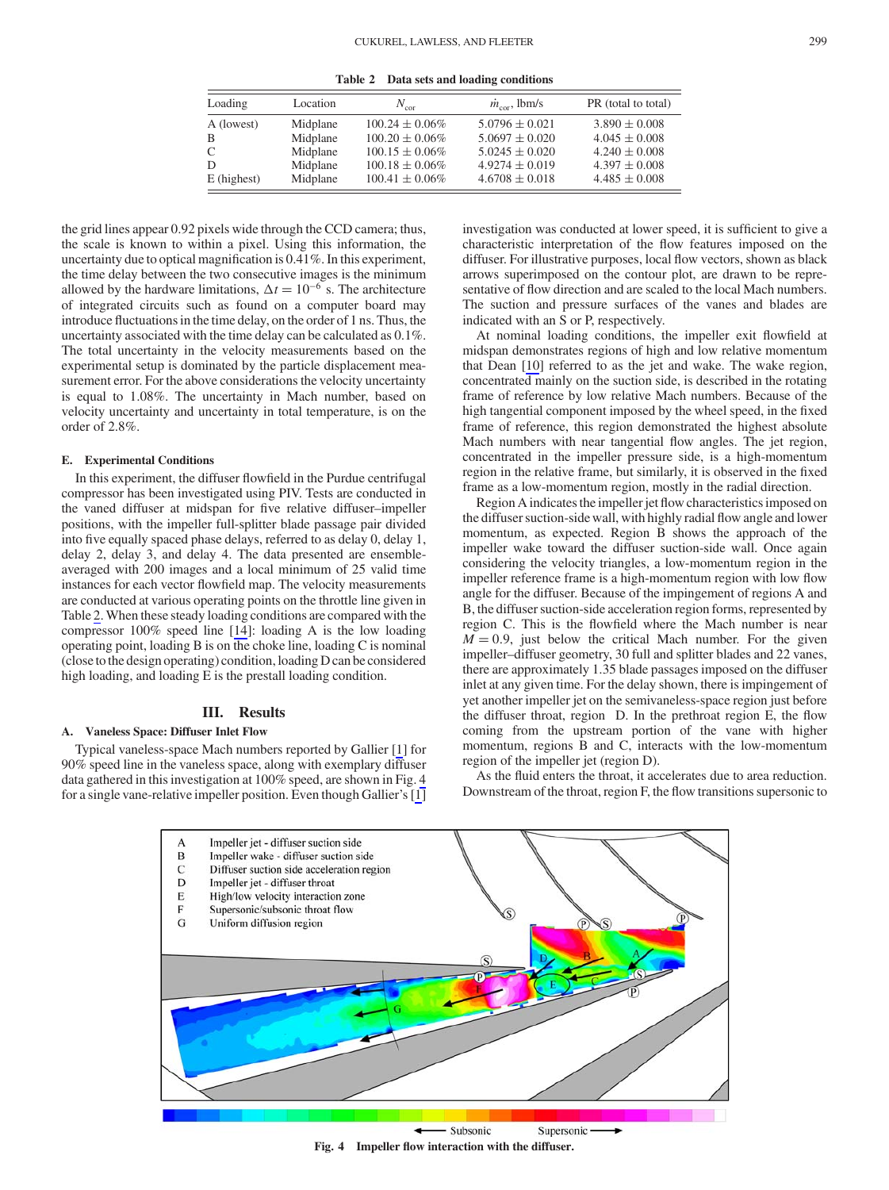**Table 2 Data sets and loading conditions**

| Loading | Location | $N_{cor}$ | $\dot{m}_{cor}$, lbm/s | PR (total to total) |
|---|---|---|---|---|
| A (lowest) | Midplane | $100.24 \pm 0.06\%$ | $5.0796 \pm 0.021$ | $3.890 \pm 0.008$ |
| B | Midplane | $100.20 \pm 0.06\%$ | $5.0697 \pm 0.020$ | $4.045 \pm 0.008$ |
| C | Midplane | $100.15 \pm 0.06\%$ | $5.0245 \pm 0.020$ | $4.240 \pm 0.008$ |
| D | Midplane | $100.18 \pm 0.06\%$ | $4.9274 \pm 0.019$ | $4.397 \pm 0.008$ |
| E (highest) | Midplane | $100.41 \pm 0.06\%$ | $4.6708 \pm 0.018$ | $4.485 \pm 0.008$ |

the grid lines appear 0.92 pixels wide through the CCD camera; thus, the scale is known to within a pixel. Using this information, the uncertainty due to optical magnification is 0.41%. In this experiment, the time delay between the two consecutive images is the minimum allowed by the hardware limitations, $\Delta t = 10^{-6}$ s. The architecture of integrated circuits such as found on a computer board may introduce fluctuations in the time delay, on the order of 1 ns. Thus, the uncertainty associated with the time delay can be calculated as 0.1%. The total uncertainty in the velocity measurements based on the experimental setup is dominated by the particle displacement measurement error. For the above considerations the velocity uncertainty is equal to 1.08%. The uncertainty in Mach number, based on velocity uncertainty and uncertainty in total temperature, is on the order of 2.8%.

### E. Experimental Conditions

In this experiment, the diffuser flowfield in the Purdue centrifugal compressor has been investigated using PIV. Tests are conducted in the vaned diffuser at midspan for five relative diffuser–impeller positions, with the impeller full-splitter blade passage pair divided into five equally spaced phase delays, referred to as delay 0, delay 1, delay 2, delay 3, and delay 4. The data presented are ensemble-averaged with 200 images and a local minimum of 25 valid time instances for each vector flowfield map. The velocity measurements are conducted at various operating points on the throttle line given in Table 2. When these steady loading conditions are compared with the compressor 100% speed line [14]: loading A is the low loading operating point, loading B is on the choke line, loading C is nominal (close to the design operating) condition, loading D can be considered high loading, and loading E is the prestall loading condition.

## III. Results

### A. Vaneless Space: Diffuser Inlet Flow

Typical vaneless-space Mach numbers reported by Gallier [1] for 90% speed line in the vaneless space, along with exemplary diffuser data gathered in this investigation at 100% speed, are shown in Fig. 4 for a single vane-relative impeller position. Even though Gallier's [1] investigation was conducted at lower speed, it is sufficient to give a characteristic interpretation of the flow features imposed on the diffuser. For illustrative purposes, local flow vectors, shown as black arrows superimposed on the contour plot, are drawn to be representative of flow direction and are scaled to the local Mach numbers. The suction and pressure surfaces of the vanes and blades are indicated with an S or P, respectively.

At nominal loading conditions, the impeller exit flowfield at midspan demonstrates regions of high and low relative momentum that Dean [10] referred to as the jet and wake. The wake region, concentrated mainly on the suction side, is described in the rotating frame of reference by low relative Mach numbers. Because of the high tangential component imposed by the wheel speed, in the fixed frame of reference, this region demonstrated the highest absolute Mach numbers with near tangential flow angles. The jet region, concentrated in the impeller pressure side, is a high-momentum region in the relative frame, but similarly, it is observed in the fixed frame as a low-momentum region, mostly in the radial direction.

Region A indicates the impeller jet flow characteristics imposed on the diffuser suction-side wall, with highly radial flow angle and lower momentum, as expected. Region B shows the approach of the impeller wake toward the diffuser suction-side wall. Once again considering the velocity triangles, a low-momentum region in the impeller reference frame is a high-momentum region with low flow angle for the diffuser. Because of the impingement of regions A and B, the diffuser suction-side acceleration region forms, represented by region C. This is the flowfield where the Mach number is near $M = 0.9$, just below the critical Mach number. For the given impeller–diffuser geometry, 30 full and splitter blades and 22 vanes, there are approximately 1.35 blade passages imposed on the diffuser inlet at any given time. For the delay shown, there is impingement of yet another impeller jet on the semivaneless-space region just before the diffuser throat, region D. In the prethroat region E, the flow coming from the upstream portion of the vane with higher momentum, regions B and C, interacts with the low-momentum region of the impeller jet (region D).

As the fluid enters the throat, it accelerates due to area reduction. Downstream of the throat, region F, the flow transitions supersonic to

A Impeller jet - diffuser suction side
B Impeller wake - diffuser suction side
C Diffuser suction side acceleration region
D Impeller jet - diffuser throat
E High/low velocity interaction zone
F Supersonic/subsonic throat flow
G Uniform diffusion region

Subsonic
Supersonic

**Fig. 4 Impeller flow interaction with the diffuser.**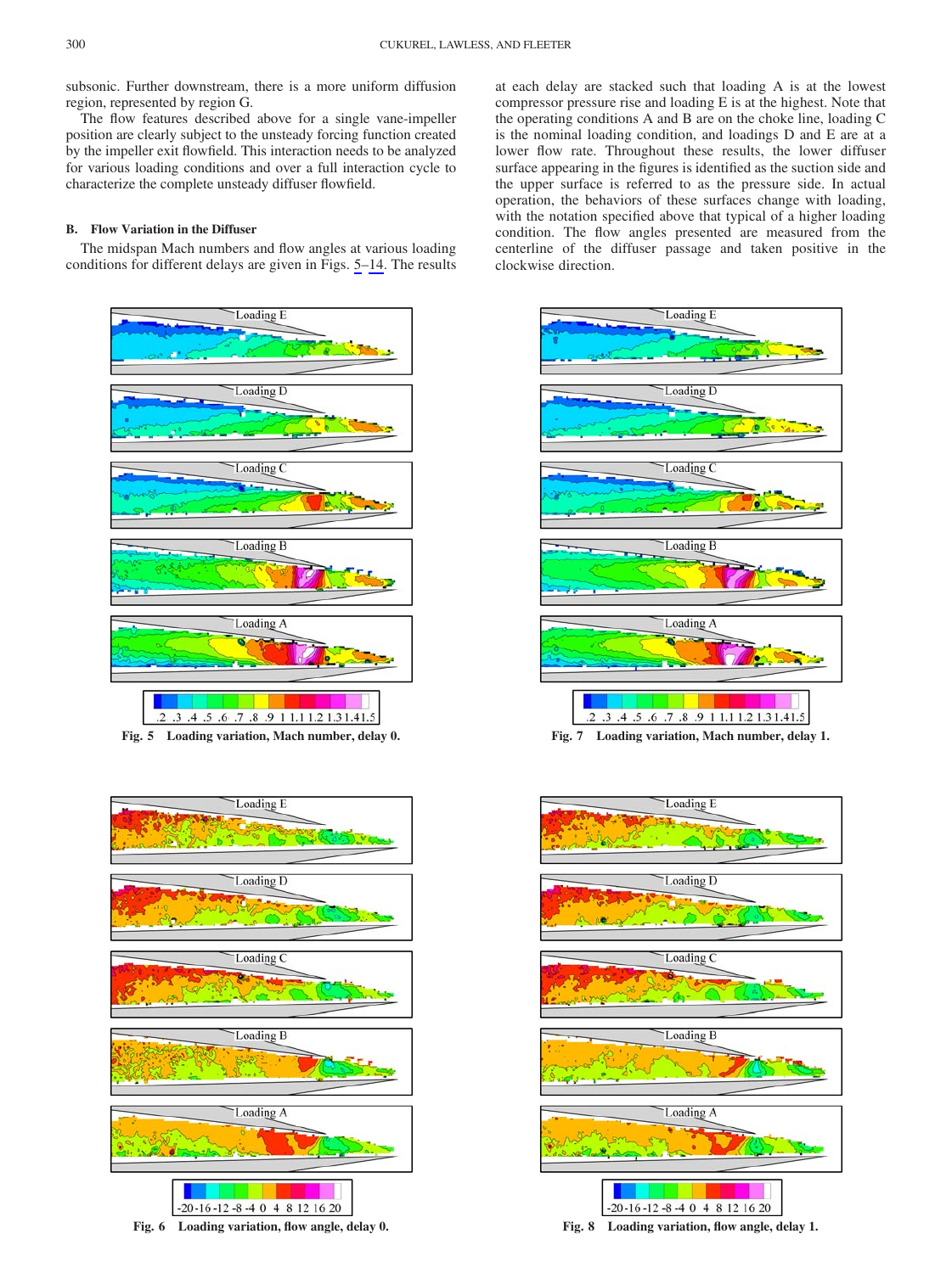subsonic. Further downstream, there is a more uniform diffusion region, represented by region G.

The flow features described above for a single vane-impeller position are clearly subject to the unsteady forcing function created by the impeller exit flowfield. This interaction needs to be analyzed for various loading conditions and over a full interaction cycle to characterize the complete unsteady diffuser flowfield.

### B. Flow Variation in the Diffuser

The midspan Mach numbers and flow angles at various loading conditions for different delays are given in Figs. 5–14. The results at each delay are stacked such that loading A is at the lowest compressor pressure rise and loading E is at the highest. Note that the operating conditions A and B are on the choke line, loading C is the nominal loading condition, and loadings D and E are at a lower flow rate. Throughout these results, the lower diffuser surface appearing in the figures is identified as the suction side and the upper surface is referred to as the pressure side. In actual operation, the behaviors of these surfaces change with loading, with the notation specified above that typical of a higher loading condition. The flow angles presented are measured from the centerline of the diffuser passage and taken positive in the clockwise direction.

**Fig. 5 Loading variation, Mach number, delay 0.**

**Fig. 7 Loading variation, Mach number, delay 1.**

**Fig. 6 Loading variation, flow angle, delay 0.**

**Fig. 8 Loading variation, flow angle, delay 1.**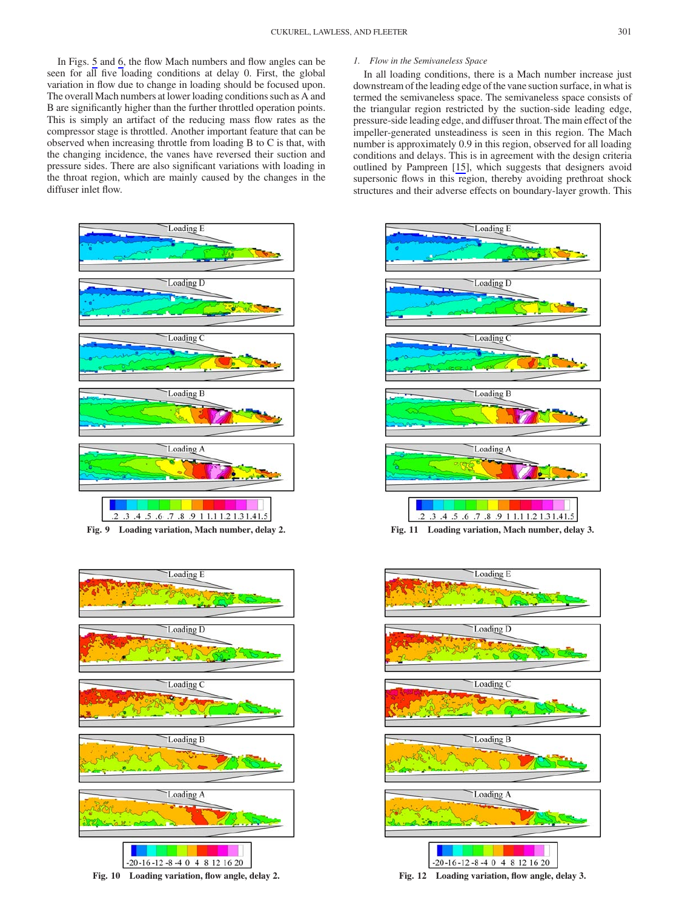In Figs. 5 and 6, the flow Mach numbers and flow angles can be seen for all five loading conditions at delay 0. First, the global variation in flow due to change in loading should be focused upon. The overall Mach numbers at lower loading conditions such as A and B are significantly higher than the further throttled operation points. This is simply an artifact of the reducing mass flow rates as the compressor stage is throttled. Another important feature that can be observed when increasing throttle from loading B to C is that, with the changing incidence, the vanes have reversed their suction and pressure sides. There are also significant variations with loading in the throat region, which are mainly caused by the changes in the diffuser inlet flow.

### *1. Flow in the Semivaneless Space*

In all loading conditions, there is a Mach number increase just downstream of the leading edge of the vane suction surface, in what is termed the semivaneless space. The semivaneless space consists of the triangular region restricted by the suction-side leading edge, pressure-side leading edge, and diffuser throat. The main effect of the impeller-generated unsteadiness is seen in this region. The Mach number is approximately 0.9 in this region, observed for all loading conditions and delays. This is in agreement with the design criteria outlined by Pampreen [15], which suggests that designers avoid supersonic flows in this region, thereby avoiding prethroat shock structures and their adverse effects on boundary-layer growth. This

**Fig. 9 Loading variation, Mach number, delay 2.**

**Fig. 11 Loading variation, Mach number, delay 3.**

**Fig. 10 Loading variation, flow angle, delay 2.**

**Fig. 12 Loading variation, flow angle, delay 3.**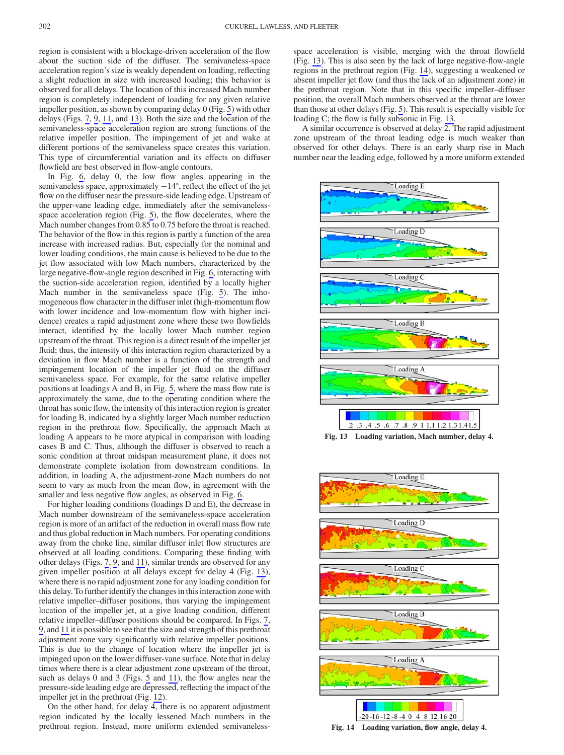region is consistent with a blockage-driven acceleration of the flow about the suction side of the diffuser. The semivaneless-space acceleration region's size is weakly dependent on loading, reflecting a slight reduction in size with increased loading; this behavior is observed for all delays. The location of this increased Mach number region is completely independent of loading for any given relative impeller position, as shown by comparing delay 0 (Fig. 5) with other delays (Figs. 7, 9, 11, and 13). Both the size and the location of the semivaneless-space acceleration region are strong functions of the relative impeller position. The impingement of jet and wake at different portions of the semivaneless space creates this variation. This type of circumferential variation and its effects on diffuser flowfield are best observed in flow-angle contours.

In Fig. 6, delay 0, the low flow angles appearing in the semivaneless space, approximately −14°, reflect the effect of the jet flow on the diffuser near the pressure-side leading edge. Upstream of the upper-vane leading edge, immediately after the semivaneless-space acceleration region (Fig. 5), the flow decelerates, where the Mach number changes from 0.85 to 0.75 before the throat is reached. The behavior of the flow in this region is partly a function of the area increase with increased radius. But, especially for the nominal and lower loading conditions, the main cause is believed to be due to the jet flow associated with low Mach numbers, characterized by the large negative-flow-angle region described in Fig. 6, interacting with the suction-side acceleration region, identified by a locally higher Mach number in the semivaneless space (Fig. 5). The inhomogeneous flow character in the diffuser inlet (high-momentum flow with lower incidence and low-momentum flow with higher incidence) creates a rapid adjustment zone where these two flowfields interact, identified by the locally lower Mach number region upstream of the throat. This region is a direct result of the impeller jet fluid; thus, the intensity of this interaction region characterized by a deviation in flow Mach number is a function of the strength and impingement location of the impeller jet fluid on the diffuser semivaneless space. For example, for the same relative impeller positions at loadings A and B, in Fig. 5, where the mass flow rate is approximately the same, due to the operating condition where the throat has sonic flow, the intensity of this interaction region is greater for loading B, indicated by a slightly larger Mach number reduction region in the prethroat flow. Specifically, the approach Mach at loading A appears to be more atypical in comparison with loading cases B and C. Thus, although the diffuser is observed to reach a sonic condition at throat midspan measurement plane, it does not demonstrate complete isolation from downstream conditions. In addition, in loading A, the adjustment-zone Mach numbers do not seem to vary as much from the mean flow, in agreement with the smaller and less negative flow angles, as observed in Fig. 6.

For higher loading conditions (loadings D and E), the decrease in Mach number downstream of the semivaneless-space acceleration region is more of an artifact of the reduction in overall mass flow rate and thus global reduction in Mach numbers. For operating conditions away from the choke line, similar diffuser inlet flow structures are observed at all loading conditions. Comparing these finding with other delays (Figs. 7, 9, and 11), similar trends are observed for any given impeller position at all delays except for delay 4 (Fig. 13), where there is no rapid adjustment zone for any loading condition for this delay. To further identify the changes in this interaction zone with relative impeller–diffuser positions, thus varying the impingement location of the impeller jet, at a give loading condition, different relative impeller–diffuser positions should be compared. In Figs. 7, 9, and 11 it is possible to see that the size and strength of this prethroat adjustment zone vary significantly with relative impeller positions. This is due to the change of location where the impeller jet is impinged upon on the lower diffuser-vane surface. Note that in delay times where there is a clear adjustment zone upstream of the throat, such as delays 0 and 3 (Figs. 5 and 11), the flow angles near the pressure-side leading edge are depressed, reflecting the impact of the impeller jet in the prethroat (Fig. 12).

On the other hand, for delay 4, there is no apparent adjustment region indicated by the locally lessened Mach numbers in the prethroat region. Instead, more uniform extended semivaneless-space acceleration is visible, merging with the throat flowfield (Fig. 13). This is also seen by the lack of large negative-flow-angle regions in the prethroat region (Fig. 14), suggesting a weakened or absent impeller jet flow (and thus the lack of an adjustment zone) in the prethroat region. Note that in this specific impeller–diffuser position, the overall Mach numbers observed at the throat are lower than those at other delays (Fig. 5). This result is especially visible for loading C; the flow is fully subsonic in Fig. 13.

A similar occurrence is observed at delay 2. The rapid adjustment zone upstream of the throat leading edge is much weaker than observed for other delays. There is an early sharp rise in Mach number near the leading edge, followed by a more uniform extended

Fig. 13 Loading variation, Mach number, delay 4.

Fig. 14 Loading variation, flow angle, delay 4.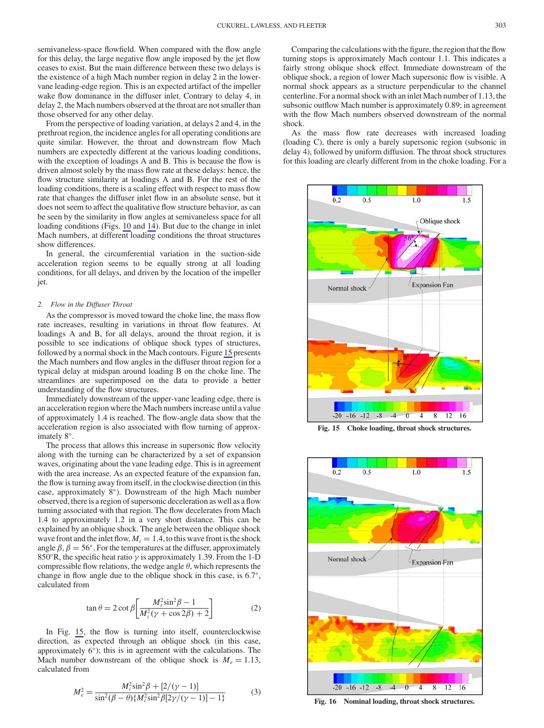semivaneless-space flowfield. When compared with the flow angle for this delay, the large negative flow angle imposed by the jet flow ceases to exist. But the main difference between these two delays is the existence of a high Mach number region in delay 2 in the lower-vane leading-edge region. This is an expected artifact of the impeller wake flow dominance in the diffuser inlet. Contrary to delay 4, in delay 2, the Mach numbers observed at the throat are not smaller than those observed for any other delay.

From the perspective of loading variation, at delays 2 and 4, in the prethroat region, the incidence angles for all operating conditions are quite similar. However, the throat and downstream flow Mach numbers are expectedly different at the various loading conditions, with the exception of loadings A and B. This is because the flow is driven almost solely by the mass flow rate at these delays: hence, the flow structure similarity at loadings A and B. For the rest of the loading conditions, there is a scaling effect with respect to mass flow rate that changes the diffuser inlet flow in an absolute sense, but it does not seem to affect the qualitative flow structure behavior, as can be seen by the similarity in flow angles at semivaneless space for all loading conditions (Figs. 10 and 14). But due to the change in inlet Mach numbers, at different loading conditions the throat structures show differences.

In general, the circumferential variation in the suction-side acceleration region seems to be equally strong at all loading conditions, for all delays, and driven by the location of the impeller jet.

### 2. *Flow in the Diffuser Throat*

As the compressor is moved toward the choke line, the mass flow rate increases, resulting in variations in throat flow features. At loadings A and B, for all delays, around the throat region, it is possible to see indications of oblique shock types of structures, followed by a normal shock in the Mach contours. Figure 15 presents the Mach numbers and flow angles in the diffuser throat region for a typical delay at midspan around loading B on the choke line. The streamlines are superimposed on the data to provide a better understanding of the flow structures.

Immediately downstream of the upper-vane leading edge, there is an acceleration region where the Mach numbers increase until a value of approximately 1.4 is reached. The flow-angle data show that the acceleration region is also associated with flow turning of approximately 8°.

The process that allows this increase in supersonic flow velocity along with the turning can be characterized by a set of expansion waves, originating about the vane leading edge. This is in agreement with the area increase. As an expected feature of the expansion fan, the flow is turning away from itself, in the clockwise direction (in this case, approximately 8°). Downstream of the high Mach number observed, there is a region of supersonic deceleration as well as a flow turning associated with that region. The flow decelerates from Mach 1.4 to approximately 1.2 in a very short distance. This can be explained by an oblique shock. The angle between the oblique shock wave front and the inlet flow, $M_i = 1.4$, to this wave front is the shock angle $\beta$, $\beta = 56°$. For the temperatures at the diffuser, approximately 850°R, the specific heat ratio $\gamma$ is approximately 1.39. From the 1-D compressible flow relations, the wedge angle $\theta$, which represents the change in flow angle due to the oblique shock in this case, is 6.7°, calculated from

$$\tan\theta = 2\cot\beta\left[\frac{M_i^2\sin^2\beta - 1}{M_i^2(\gamma + \cos 2\beta) + 2}\right] \tag{2}$$

In Fig. 15, the flow is turning into itself, counterclockwise direction, as expected through an oblique shock (in this case, approximately 6°); this is in agreement with the calculations. The Mach number downstream of the oblique shock is $M_e = 1.13$, calculated from

$$M_e^2 = \frac{M_i^2\sin^2\beta + [2/(\gamma - 1)]}{\sin^2(\beta - \theta)\{M_i^2\sin^2\beta[2\gamma/(\gamma - 1)] - 1\}} \tag{3}$$

Comparing the calculations with the figure, the region that the flow turning stops is approximately Mach contour 1.1. This indicates a fairly strong oblique shock effect. Immediate downstream of the oblique shock, a region of lower Mach supersonic flow is visible. A normal shock appears as a structure perpendicular to the channel centerline. For a normal shock with an inlet Mach number of 1.13, the subsonic outflow Mach number is approximately 0.89; in agreement with the flow Mach numbers observed downstream of the normal shock.

As the mass flow rate decreases with increased loading (loading C), there is only a barely supersonic region (subsonic in delay 4), followed by uniform diffusion. The throat shock structures for this loading are clearly different from in the choke loading. For a

**Fig. 15 Choke loading, throat shock structures.**

**Fig. 16 Nominal loading, throat shock structures.**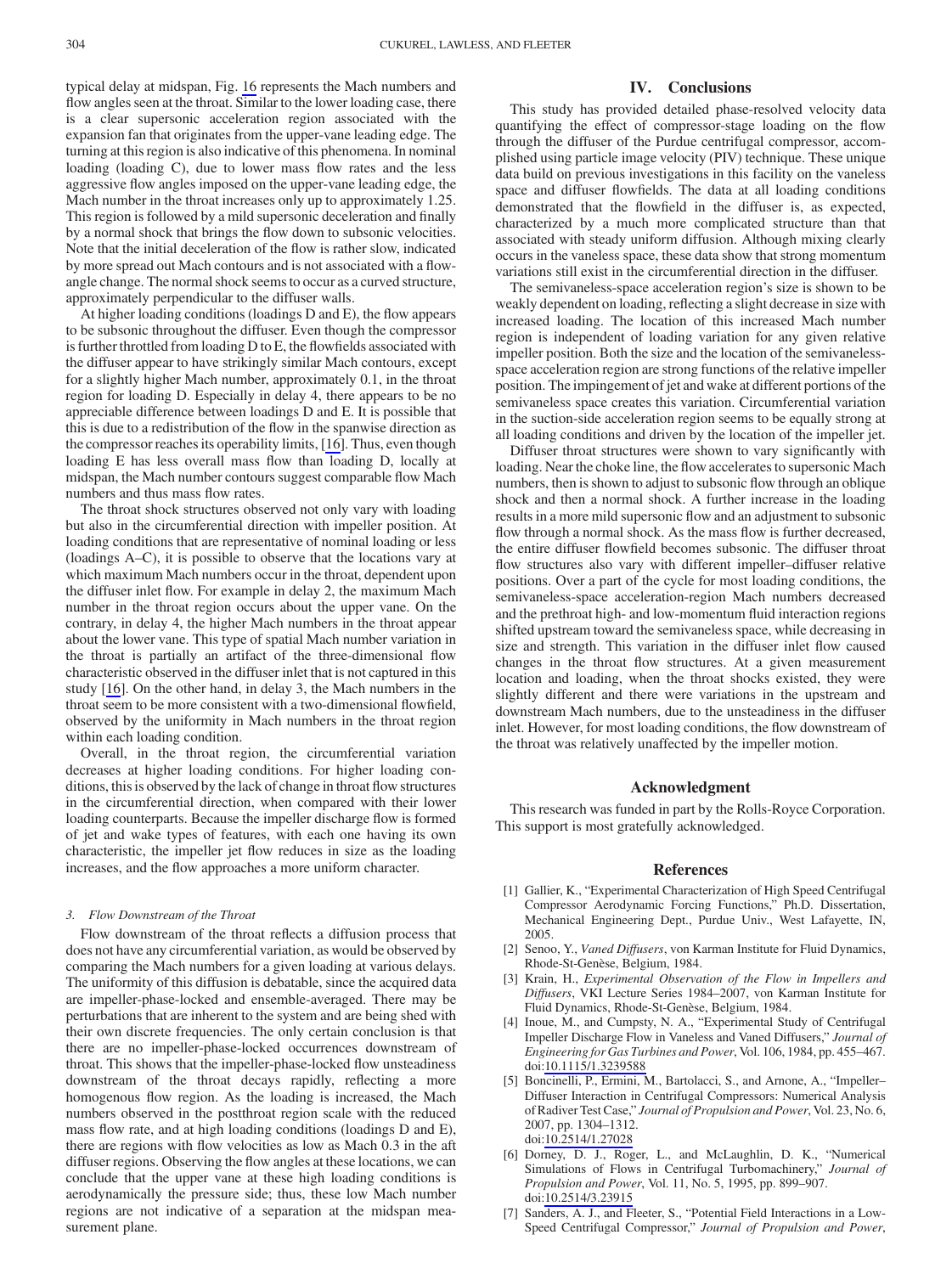typical delay at midspan, Fig. 16 represents the Mach numbers and flow angles seen at the throat. Similar to the lower loading case, there is a clear supersonic acceleration region associated with the expansion fan that originates from the upper-vane leading edge. The turning at this region is also indicative of this phenomena. In nominal loading (loading C), due to lower mass flow rates and the less aggressive flow angles imposed on the upper-vane leading edge, the Mach number in the throat increases only up to approximately 1.25. This region is followed by a mild supersonic deceleration and finally by a normal shock that brings the flow down to subsonic velocities. Note that the initial deceleration of the flow is rather slow, indicated by more spread out Mach contours and is not associated with a flow-angle change. The normal shock seems to occur as a curved structure, approximately perpendicular to the diffuser walls.

At higher loading conditions (loadings D and E), the flow appears to be subsonic throughout the diffuser. Even though the compressor is further throttled from loading D to E, the flowfields associated with the diffuser appear to have strikingly similar Mach contours, except for a slightly higher Mach number, approximately 0.1, in the throat region for loading D. Especially in delay 4, there appears to be no appreciable difference between loadings D and E. It is possible that this is due to a redistribution of the flow in the spanwise direction as the compressor reaches its operability limits, [16]. Thus, even though loading E has less overall mass flow than loading D, locally at midspan, the Mach number contours suggest comparable flow Mach numbers and thus mass flow rates.

The throat shock structures observed not only vary with loading but also in the circumferential direction with impeller position. At loading conditions that are representative of nominal loading or less (loadings A–C), it is possible to observe that the locations vary at which maximum Mach numbers occur in the throat, dependent upon the diffuser inlet flow. For example in delay 2, the maximum Mach number in the throat region occurs about the upper vane. On the contrary, in delay 4, the higher Mach numbers in the throat appear about the lower vane. This type of spatial Mach number variation in the throat is partially an artifact of the three-dimensional flow characteristic observed in the diffuser inlet that is not captured in this study [16]. On the other hand, in delay 3, the Mach numbers in the throat seem to be more consistent with a two-dimensional flowfield, observed by the uniformity in Mach numbers in the throat region within each loading condition.

Overall, in the throat region, the circumferential variation decreases at higher loading conditions. For higher loading conditions, this is observed by the lack of change in throat flow structures in the circumferential direction, when compared with their lower loading counterparts. Because the impeller discharge flow is formed of jet and wake types of features, with each one having its own characteristic, the impeller jet flow reduces in size as the loading increases, and the flow approaches a more uniform character.

### 3. Flow Downstream of the Throat

Flow downstream of the throat reflects a diffusion process that does not have any circumferential variation, as would be observed by comparing the Mach numbers for a given loading at various delays. The uniformity of this diffusion is debatable, since the acquired data are impeller-phase-locked and ensemble-averaged. There may be perturbations that are inherent to the system and are being shed with their own discrete frequencies. The only certain conclusion is that there are no impeller-phase-locked occurrences downstream of throat. This shows that the impeller-phase-locked flow unsteadiness downstream of the throat decays rapidly, reflecting a more homogenous flow region. As the loading is increased, the Mach numbers observed in the postthroat region scale with the reduced mass flow rate, and at high loading conditions (loadings D and E), there are regions with flow velocities as low as Mach 0.3 in the aft diffuser regions. Observing the flow angles at these locations, we can conclude that the upper vane at these high loading conditions is aerodynamically the pressure side; thus, these low Mach number regions are not indicative of a separation at the midspan measurement plane.

## IV. Conclusions

This study has provided detailed phase-resolved velocity data quantifying the effect of compressor-stage loading on the flow through the diffuser of the Purdue centrifugal compressor, accomplished using particle image velocity (PIV) technique. These unique data build on previous investigations in this facility on the vaneless space and diffuser flowfields. The data at all loading conditions demonstrated that the flowfield in the diffuser is, as expected, characterized by a much more complicated structure than that associated with steady uniform diffusion. Although mixing clearly occurs in the vaneless space, these data show that strong momentum variations still exist in the circumferential direction in the diffuser.

The semivaneless-space acceleration region's size is shown to be weakly dependent on loading, reflecting a slight decrease in size with increased loading. The location of this increased Mach number region is independent of loading variation for any given relative impeller position. Both the size and the location of the semivaneless-space acceleration region are strong functions of the relative impeller position. The impingement of jet and wake at different portions of the semivaneless space creates this variation. Circumferential variation in the suction-side acceleration region seems to be equally strong at all loading conditions and driven by the location of the impeller jet.

Diffuser throat structures were shown to vary significantly with loading. Near the choke line, the flow accelerates to supersonic Mach numbers, then is shown to adjust to subsonic flow through an oblique shock and then a normal shock. A further increase in the loading results in a more mild supersonic flow and an adjustment to subsonic flow through a normal shock. As the mass flow is further decreased, the entire diffuser flowfield becomes subsonic. The diffuser throat flow structures also vary with different impeller–diffuser relative positions. Over a part of the cycle for most loading conditions, the semivaneless-space acceleration-region Mach numbers decreased and the prethroat high- and low-momentum fluid interaction regions shifted upstream toward the semivaneless space, while decreasing in size and strength. This variation in the diffuser inlet flow caused changes in the throat flow structures. At a given measurement location and loading, when the throat shocks existed, they were slightly different and there were variations in the upstream and downstream Mach numbers, due to the unsteadiness in the diffuser inlet. However, for most loading conditions, the flow downstream of the throat was relatively unaffected by the impeller motion.

## Acknowledgment

This research was funded in part by the Rolls-Royce Corporation. This support is most gratefully acknowledged.

## References

[1] Gallier, K., "Experimental Characterization of High Speed Centrifugal Compressor Aerodynamic Forcing Functions," Ph.D. Dissertation, Mechanical Engineering Dept., Purdue Univ., West Lafayette, IN, 2005.

[2] Senoo, Y., *Vaned Diffusers*, von Karman Institute for Fluid Dynamics, Rhode-St-Genèse, Belgium, 1984.

[3] Krain, H., *Experimental Observation of the Flow in Impellers and Diffusers*, VKI Lecture Series 1984–2007, von Karman Institute for Fluid Dynamics, Rhode-St-Genèse, Belgium, 1984.

[4] Inoue, M., and Cumpsty, N. A., "Experimental Study of Centrifugal Impeller Discharge Flow in Vaneless and Vaned Diffusers," *Journal of Engineering for Gas Turbines and Power*, Vol. 106, 1984, pp. 455–467. doi:10.1115/1.3239588

[5] Boncinelli, P., Ermini, M., Bartolacci, S., and Arnone, A., "Impeller–Diffuser Interaction in Centrifugal Compressors: Numerical Analysis of Radiver Test Case," *Journal of Propulsion and Power*, Vol. 23, No. 6, 2007, pp. 1304–1312. doi:10.2514/1.27028

[6] Dorney, D. J., Roger, L., and McLaughlin, D. K., "Numerical Simulations of Flows in Centrifugal Turbomachinery," *Journal of Propulsion and Power*, Vol. 11, No. 5, 1995, pp. 899–907. doi:10.2514/3.23915

[7] Sanders, A. J., and Fleeter, S., "Potential Field Interactions in a Low-Speed Centrifugal Compressor," *Journal of Propulsion and Power*,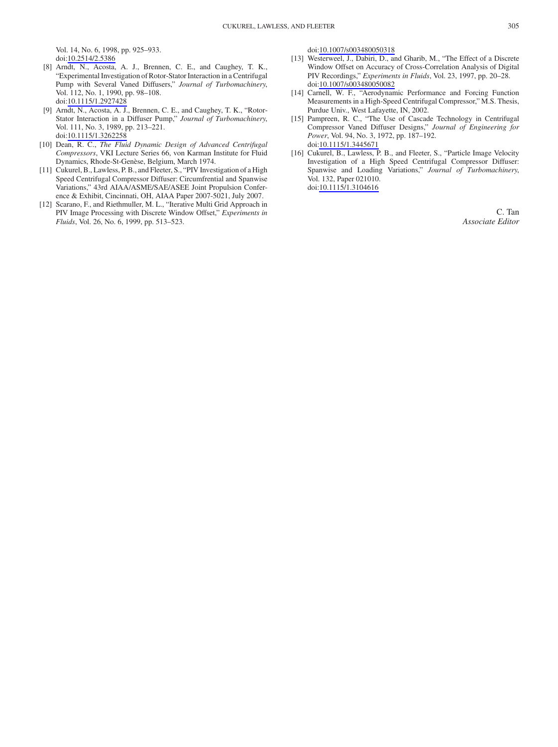Vol. 14, No. 6, 1998, pp. 925–933.
doi:10.2514/2.5386

[8] Arndt, N., Acosta, A. J., Brennen, C. E., and Caughey, T. K., "Experimental Investigation of Rotor-Stator Interaction in a Centrifugal Pump with Several Vaned Diffusers," *Journal of Turbomachinery*, Vol. 112, No. 1, 1990, pp. 98–108.
doi:10.1115/1.2927428

[9] Arndt, N., Acosta, A. J., Brennen, C. E., and Caughey, T. K., "Rotor-Stator Interaction in a Diffuser Pump," *Journal of Turbomachinery*, Vol. 111, No. 3, 1989, pp. 213–221.
doi:10.1115/1.3262258

[10] Dean, R. C., *The Fluid Dynamic Design of Advanced Centrifugal Compressors*, VKI Lecture Series 66, von Karman Institute for Fluid Dynamics, Rhode-St-Genèse, Belgium, March 1974.

[11] Cukurel, B., Lawless, P. B., and Fleeter, S., "PIV Investigation of a High Speed Centrifugal Compressor Diffuser: Circumfrential and Spanwise Variations," 43rd AIAA/ASME/SAE/ASEE Joint Propulsion Conference & Exhibit, Cincinnati, OH, AIAA Paper 2007-5021, July 2007.

[12] Scarano, F., and Riethmuller, M. L., "Iterative Multi Grid Approach in PIV Image Processing with Discrete Window Offset," *Experiments in Fluids*, Vol. 26, No. 6, 1999, pp. 513–523.
doi:10.1007/s003480050318

[13] Westerweel, J., Dabiri, D., and Gharib, M., "The Effect of a Discrete Window Offset on Accuracy of Cross-Correlation Analysis of Digital PIV Recordings," *Experiments in Fluids*, Vol. 23, 1997, pp. 20–28.
doi:10.1007/s003480050082

[14] Carnell, W. F., "Aerodynamic Performance and Forcing Function Measurements in a High-Speed Centrifugal Compressor," M.S. Thesis, Purdue Univ., West Lafayette, IN, 2002.

[15] Pampreen, R. C., "The Use of Cascade Technology in Centrifugal Compressor Vaned Diffuser Designs," *Journal of Engineering for Power*, Vol. 94, No. 3, 1972, pp. 187–192.
doi:10.1115/1.3445671

[16] Cukurel, B., Lawless, P. B., and Fleeter, S., "Particle Image Velocity Investigation of a High Speed Centrifugal Compressor Diffuser: Spanwise and Loading Variations," *Journal of Turbomachinery*, Vol. 132, Paper 021010.
doi:10.1115/1.3104616

C. Tan
*Associate Editor*